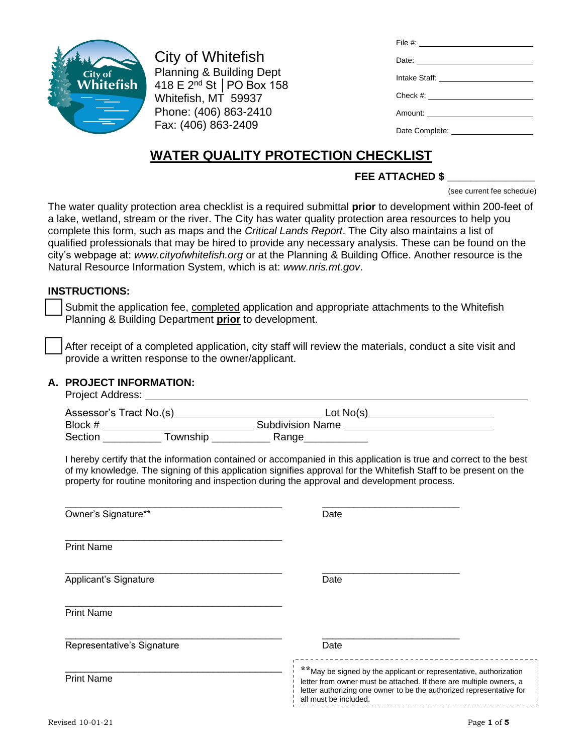City of Whitefish
Planning & Building Dept
418 E 2nd St │PO Box 158
Whitefish, MT 59937
Phone: (406) 863-2410
Fax: (406) 863-2409

File #: ____________________
Date: ____________________
Intake Staff: ____________________
Check #: ____________________
Amount: ____________________
Date Complete: ____________________

# WATER QUALITY PROTECTION CHECKLIST

**FEE ATTACHED $ ______________**

(see current fee schedule)

The water quality protection area checklist is a required submittal **prior** to development within 200-feet of a lake, wetland, stream or the river. The City has water quality protection area resources to help you complete this form, such as maps and the *Critical Lands Report*. The City also maintains a list of qualified professionals that may be hired to provide any necessary analysis. These can be found on the city's webpage at: *www.cityofwhitefish.org* or at the Planning & Building Office. Another resource is the Natural Resource Information System, which is at: *www.nris.mt.gov*.

## INSTRUCTIONS:

- ☐ Submit the application fee, completed application and appropriate attachments to the Whitefish Planning & Building Department **prior** to development.
- ☐ After receipt of a completed application, city staff will review the materials, conduct a site visit and provide a written response to the owner/applicant.

## A. PROJECT INFORMATION:

Project Address: ________________________________________

Assessor's Tract No.(s)________________________ Lot No(s)____________________

Block # ________________________ Subdivision Name ________________________

Section __________ Township __________ Range___________

I hereby certify that the information contained or accompanied in this application is true and correct to the best of my knowledge. The signing of this application signifies approval for the Whitefish Staff to be present on the property for routine monitoring and inspection during the approval and development process.

________________________________________ ________________________
Owner's Signature** Date

________________________________________
Print Name

________________________________________ ________________________
Applicant's Signature Date

________________________________________
Print Name

________________________________________ ________________________
Representative's Signature Date

________________________________________
Print Name

**May be signed by the applicant or representative, authorization letter from owner must be attached. If there are multiple owners, a letter authorizing one owner to be the authorized representative for all must be included.

Revised 10-01-21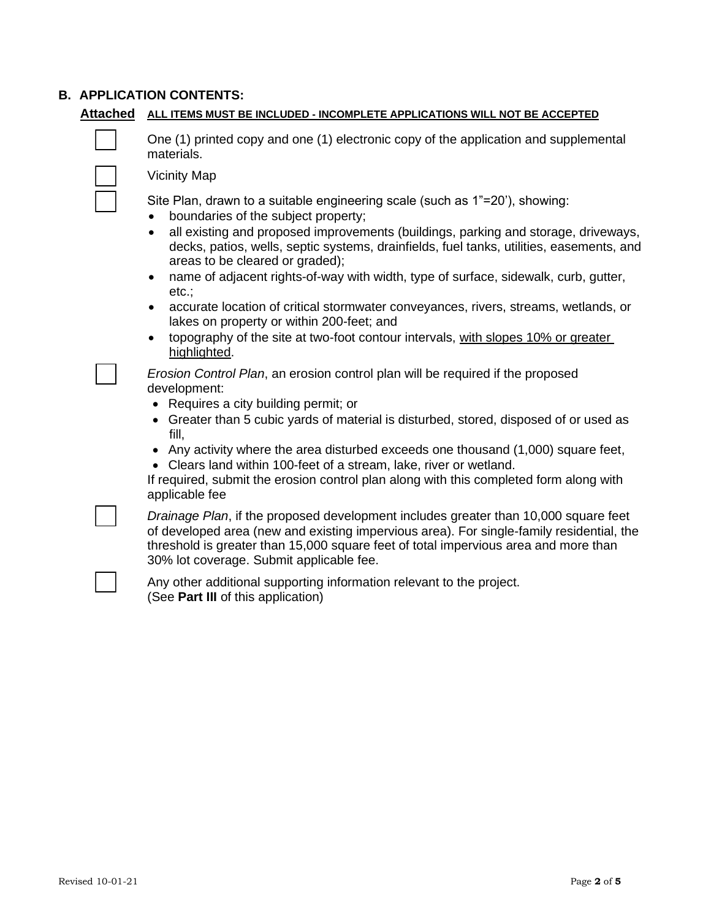## B. APPLICATION CONTENTS:

**Attached** **ALL ITEMS MUST BE INCLUDED - INCOMPLETE APPLICATIONS WILL NOT BE ACCEPTED**

☐ One (1) printed copy and one (1) electronic copy of the application and supplemental materials.

☐ Vicinity Map

☐ Site Plan, drawn to a suitable engineering scale (such as 1"=20'), showing:

- boundaries of the subject property;
- all existing and proposed improvements (buildings, parking and storage, driveways, decks, patios, wells, septic systems, drainfields, fuel tanks, utilities, easements, and areas to be cleared or graded);
- name of adjacent rights-of-way with width, type of surface, sidewalk, curb, gutter, etc.;
- accurate location of critical stormwater conveyances, rivers, streams, wetlands, or lakes on property or within 200-feet; and
- topography of the site at two-foot contour intervals, with slopes 10% or greater highlighted.

☐ *Erosion Control Plan*, an erosion control plan will be required if the proposed development:

- Requires a city building permit; or
- Greater than 5 cubic yards of material is disturbed, stored, disposed of or used as fill,
- Any activity where the area disturbed exceeds one thousand (1,000) square feet,
- Clears land within 100-feet of a stream, lake, river or wetland.

If required, submit the erosion control plan along with this completed form along with applicable fee

☐ *Drainage Plan*, if the proposed development includes greater than 10,000 square feet of developed area (new and existing impervious area). For single-family residential, the threshold is greater than 15,000 square feet of total impervious area and more than 30% lot coverage. Submit applicable fee.

☐ Any other additional supporting information relevant to the project. (See **Part III** of this application)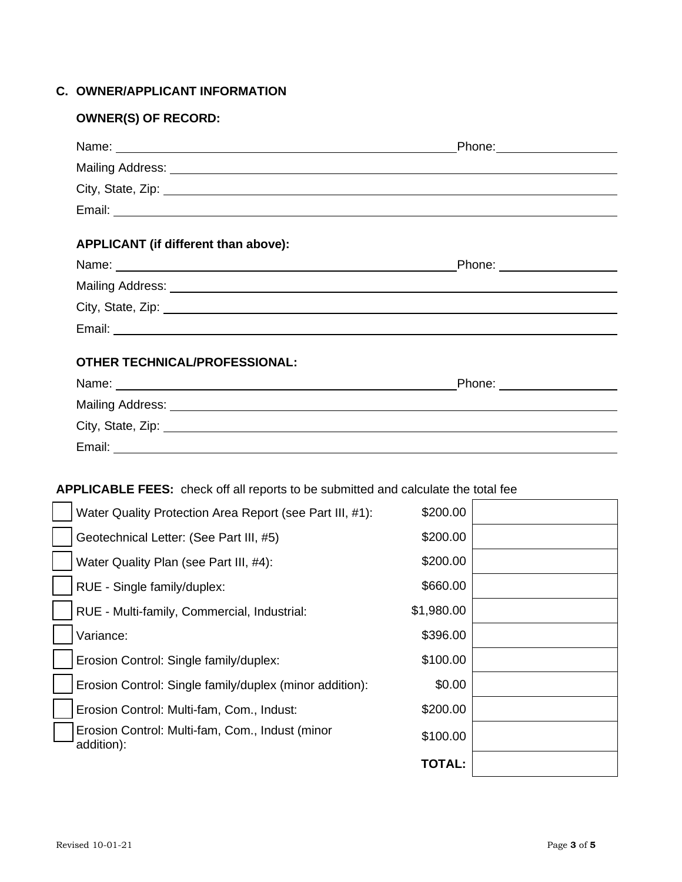## C. OWNER/APPLICANT INFORMATION

### OWNER(S) OF RECORD:

Name: ______________________________ Phone: ______________

Mailing Address: ______________________________

City, State, Zip: ______________________________

Email: ______________________________

### APPLICANT (if different than above):

Name: ______________________________ Phone: ______________

Mailing Address: ______________________________

City, State, Zip: ______________________________

Email: ______________________________

### OTHER TECHNICAL/PROFESSIONAL:

Name: ______________________________ Phone: ______________

Mailing Address: ______________________________

City, State, Zip: ______________________________

Email: ______________________________

**APPLICABLE FEES:** check off all reports to be submitted and calculate the total fee

| | Report | Fee | Amount |
|---|---|---|---|
| ☐ | Water Quality Protection Area Report (see Part III, #1): | $200.00 | |
| ☐ | Geotechnical Letter: (See Part III, #5) | $200.00 | |
| ☐ | Water Quality Plan (see Part III, #4): | $200.00 | |
| ☐ | RUE - Single family/duplex: | $660.00 | |
| ☐ | RUE - Multi-family, Commercial, Industrial: | $1,980.00 | |
| ☐ | Variance: | $396.00 | |
| ☐ | Erosion Control: Single family/duplex: | $100.00 | |
| ☐ | Erosion Control: Single family/duplex (minor addition): | $0.00 | |
| ☐ | Erosion Control: Multi-fam, Com., Indust: | $200.00 | |
| ☐ | Erosion Control: Multi-fam, Com., Indust (minor addition): | $100.00 | |
| | | **TOTAL:** | |

Revised 10-01-21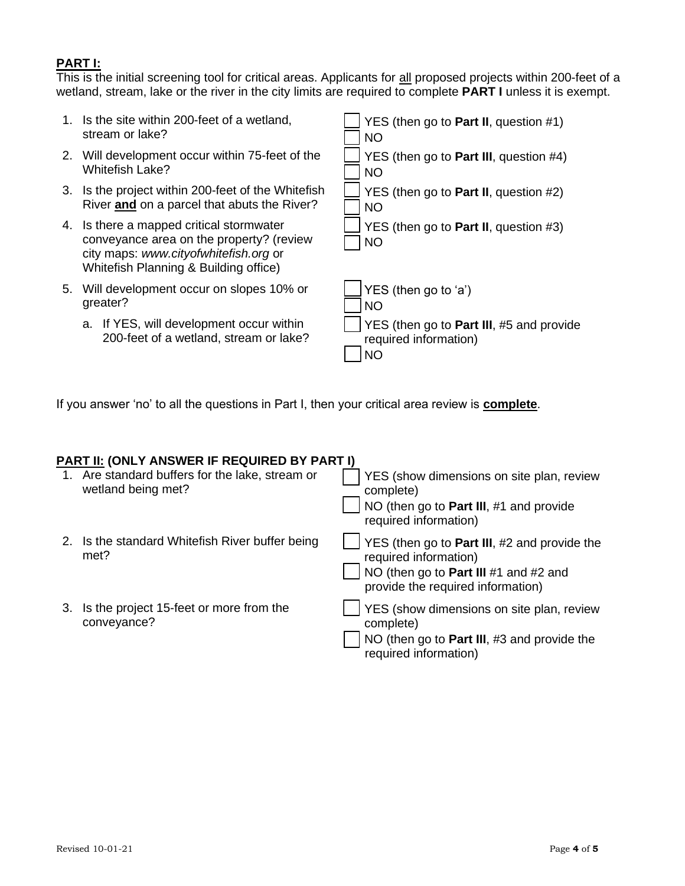**PART I:**

This is the initial screening tool for critical areas. Applicants for all proposed projects within 200-feet of a wetland, stream, lake or the river in the city limits are required to complete **PART I** unless it is exempt.

| Question | Answer |
| --- | --- |
| 1. Is the site within 200-feet of a wetland, stream or lake? | ☐ YES (then go to **Part II**, question #1)<br>☐ NO |
| 2. Will development occur within 75-feet of the Whitefish Lake? | ☐ YES (then go to **Part III**, question #4)<br>☐ NO |
| 3. Is the project within 200-feet of the Whitefish River **and** on a parcel that abuts the River? | ☐ YES (then go to **Part II**, question #2)<br>☐ NO |
| 4. Is there a mapped critical stormwater conveyance area on the property? (review city maps: *www.cityofwhitefish.org* or Whitefish Planning & Building office) | ☐ YES (then go to **Part II**, question #3)<br>☐ NO |
| 5. Will development occur on slopes 10% or greater? | ☐ YES (then go to 'a')<br>☐ NO |
| a. If YES, will development occur within 200-feet of a wetland, stream or lake? | ☐ YES (then go to **Part III**, #5 and provide required information)<br>☐ NO |

If you answer 'no' to all the questions in Part I, then your critical area review is **complete**.

**PART II: (ONLY ANSWER IF REQUIRED BY PART I)**

| Question | Answer |
| --- | --- |
| 1. Are standard buffers for the lake, stream or wetland being met? | ☐ YES (show dimensions on site plan, review complete)<br>☐ NO (then go to **Part III**, #1 and provide required information) |
| 2. Is the standard Whitefish River buffer being met? | ☐ YES (then go to **Part III**, #2 and provide the required information)<br>☐ NO (then go to **Part III** #1 and #2 and provide the required information) |
| 3. Is the project 15-feet or more from the conveyance? | ☐ YES (show dimensions on site plan, review complete)<br>☐ NO (then go to **Part III**, #3 and provide the required information) |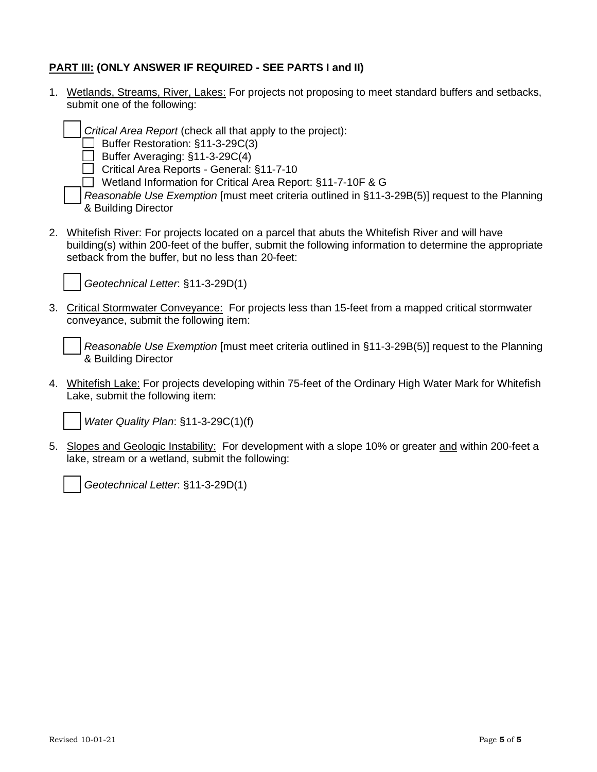**PART III: (ONLY ANSWER IF REQUIRED - SEE PARTS I and II)**

1. Wetlands, Streams, River, Lakes: For projects not proposing to meet standard buffers and setbacks, submit one of the following:

   - [ ] *Critical Area Report* (check all that apply to the project):
     - [ ] Buffer Restoration: §11-3-29C(3)
     - [ ] Buffer Averaging: §11-3-29C(4)
     - [ ] Critical Area Reports - General: §11-7-10
     - [ ] Wetland Information for Critical Area Report: §11-7-10F & G
   - [ ] *Reasonable Use Exemption* [must meet criteria outlined in §11-3-29B(5)] request to the Planning & Building Director

2. Whitefish River: For projects located on a parcel that abuts the Whitefish River and will have building(s) within 200-feet of the buffer, submit the following information to determine the appropriate setback from the buffer, but no less than 20-feet:

   - [ ] *Geotechnical Letter*: §11-3-29D(1)

3. Critical Stormwater Conveyance: For projects less than 15-feet from a mapped critical stormwater conveyance, submit the following item:

   - [ ] *Reasonable Use Exemption* [must meet criteria outlined in §11-3-29B(5)] request to the Planning & Building Director

4. Whitefish Lake: For projects developing within 75-feet of the Ordinary High Water Mark for Whitefish Lake, submit the following item:

   - [ ] *Water Quality Plan*: §11-3-29C(1)(f)

5. Slopes and Geologic Instability: For development with a slope 10% or greater and within 200-feet a lake, stream or a wetland, submit the following:

   - [ ] *Geotechnical Letter*: §11-3-29D(1)

Revised 10-01-21